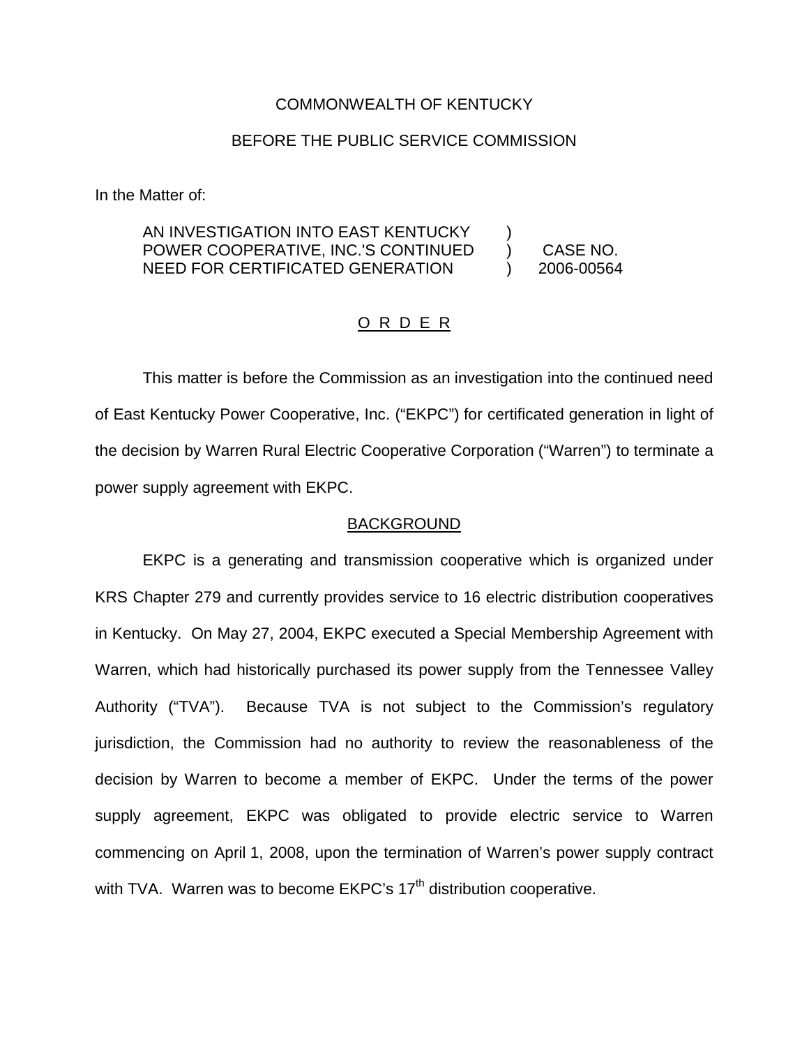COMMONWEALTH OF KENTUCKY

BEFORE THE PUBLIC SERVICE COMMISSION

In the Matter of:

| | | |
|---|---|---|
| AN INVESTIGATION INTO EAST KENTUCKY POWER COOPERATIVE, INC.'S CONTINUED NEED FOR CERTIFICATED GENERATION | ) ) ) | CASE NO. 2006-00564 |

## O R D E R

This matter is before the Commission as an investigation into the continued need of East Kentucky Power Cooperative, Inc. ("EKPC") for certificated generation in light of the decision by Warren Rural Electric Cooperative Corporation ("Warren") to terminate a power supply agreement with EKPC.

## BACKGROUND

EKPC is a generating and transmission cooperative which is organized under KRS Chapter 279 and currently provides service to 16 electric distribution cooperatives in Kentucky. On May 27, 2004, EKPC executed a Special Membership Agreement with Warren, which had historically purchased its power supply from the Tennessee Valley Authority ("TVA"). Because TVA is not subject to the Commission's regulatory jurisdiction, the Commission had no authority to review the reasonableness of the decision by Warren to become a member of EKPC. Under the terms of the power supply agreement, EKPC was obligated to provide electric service to Warren commencing on April 1, 2008, upon the termination of Warren's power supply contract with TVA. Warren was to become EKPC's 17th distribution cooperative.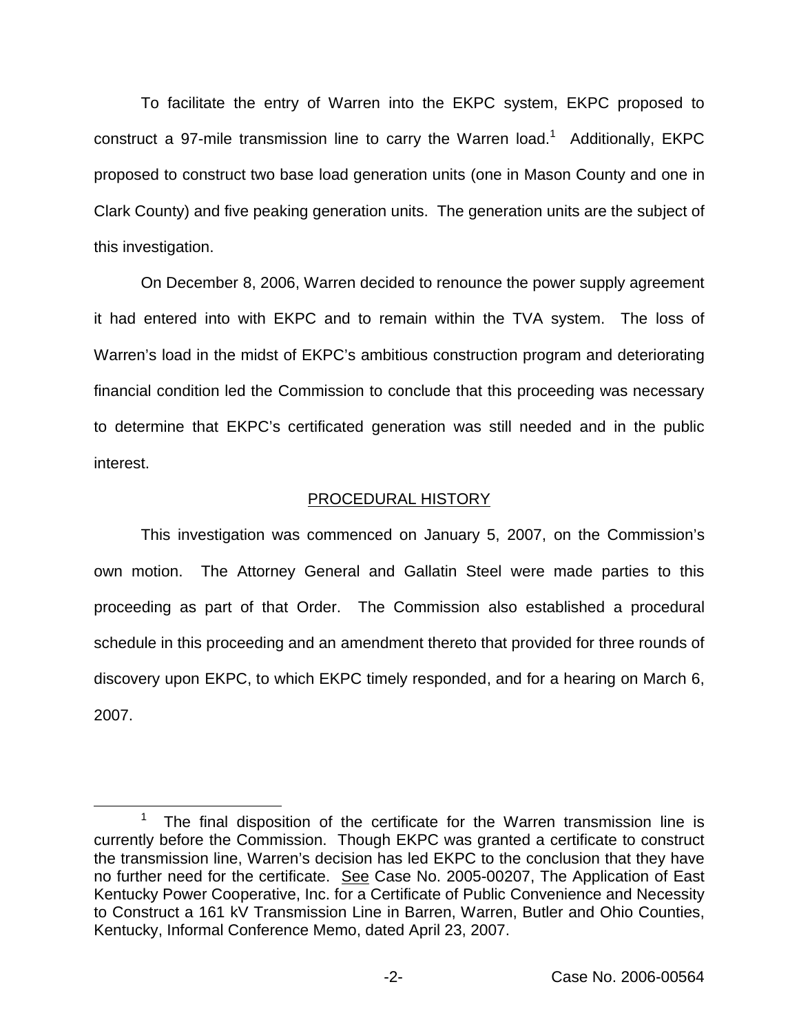To facilitate the entry of Warren into the EKPC system, EKPC proposed to construct a 97-mile transmission line to carry the Warren load.[1] Additionally, EKPC proposed to construct two base load generation units (one in Mason County and one in Clark County) and five peaking generation units. The generation units are the subject of this investigation.

On December 8, 2006, Warren decided to renounce the power supply agreement it had entered into with EKPC and to remain within the TVA system. The loss of Warren's load in the midst of EKPC's ambitious construction program and deteriorating financial condition led the Commission to conclude that this proceeding was necessary to determine that EKPC's certificated generation was still needed and in the public interest.

## PROCEDURAL HISTORY

This investigation was commenced on January 5, 2007, on the Commission's own motion. The Attorney General and Gallatin Steel were made parties to this proceeding as part of that Order. The Commission also established a procedural schedule in this proceeding and an amendment thereto that provided for three rounds of discovery upon EKPC, to which EKPC timely responded, and for a hearing on March 6, 2007.

---

[1] The final disposition of the certificate for the Warren transmission line is currently before the Commission. Though EKPC was granted a certificate to construct the transmission line, Warren's decision has led EKPC to the conclusion that they have no further need for the certificate. See Case No. 2005-00207, The Application of East Kentucky Power Cooperative, Inc. for a Certificate of Public Convenience and Necessity to Construct a 161 kV Transmission Line in Barren, Warren, Butler and Ohio Counties, Kentucky, Informal Conference Memo, dated April 23, 2007.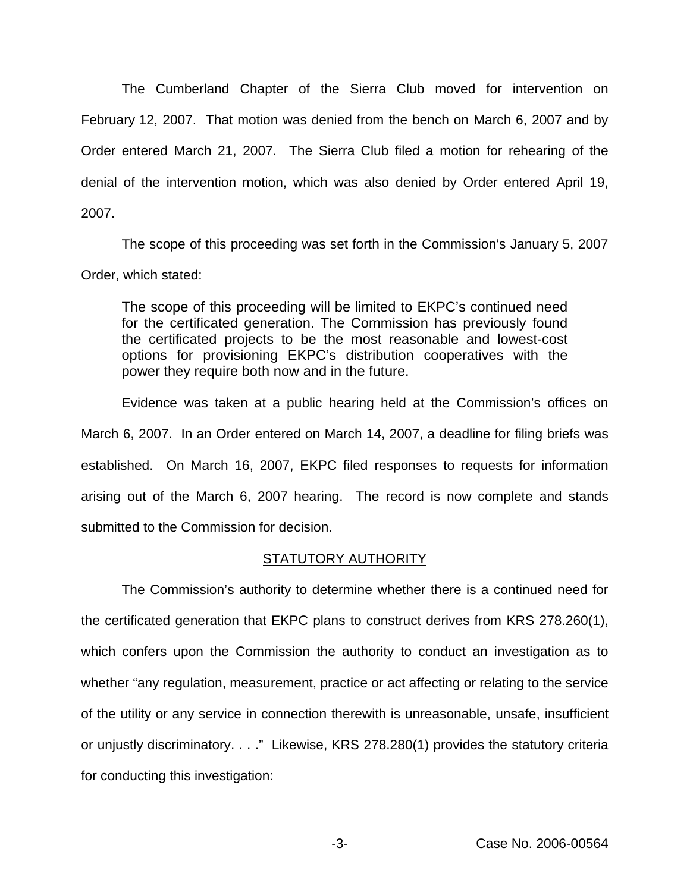The Cumberland Chapter of the Sierra Club moved for intervention on February 12, 2007. That motion was denied from the bench on March 6, 2007 and by Order entered March 21, 2007. The Sierra Club filed a motion for rehearing of the denial of the intervention motion, which was also denied by Order entered April 19, 2007.

The scope of this proceeding was set forth in the Commission's January 5, 2007 Order, which stated:

> The scope of this proceeding will be limited to EKPC's continued need for the certificated generation. The Commission has previously found the certificated projects to be the most reasonable and lowest-cost options for provisioning EKPC's distribution cooperatives with the power they require both now and in the future.

Evidence was taken at a public hearing held at the Commission's offices on March 6, 2007. In an Order entered on March 14, 2007, a deadline for filing briefs was established. On March 16, 2007, EKPC filed responses to requests for information arising out of the March 6, 2007 hearing. The record is now complete and stands submitted to the Commission for decision.

## STATUTORY AUTHORITY

The Commission's authority to determine whether there is a continued need for the certificated generation that EKPC plans to construct derives from KRS 278.260(1), which confers upon the Commission the authority to conduct an investigation as to whether "any regulation, measurement, practice or act affecting or relating to the service of the utility or any service in connection therewith is unreasonable, unsafe, insufficient or unjustly discriminatory. . . ." Likewise, KRS 278.280(1) provides the statutory criteria for conducting this investigation: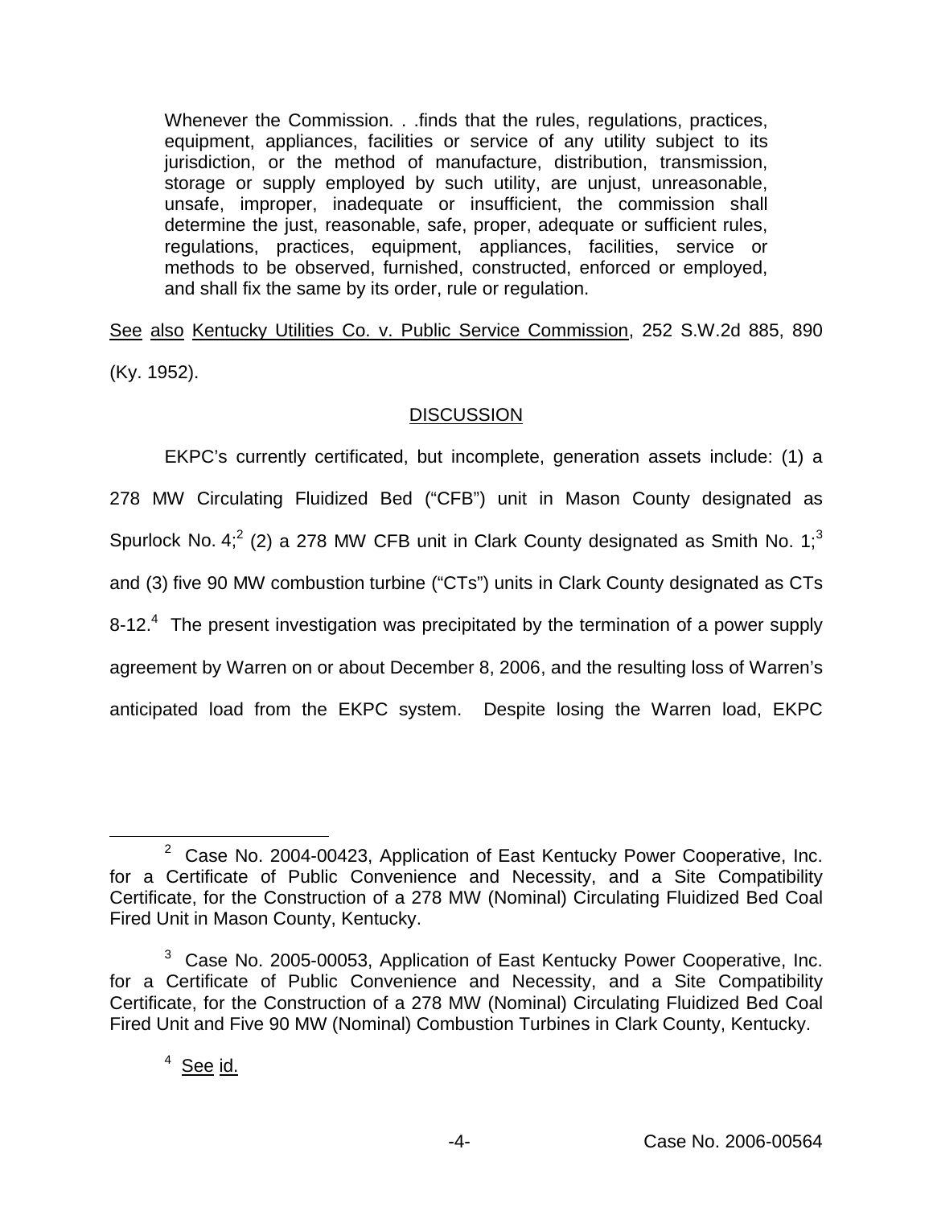> Whenever the Commission. . .finds that the rules, regulations, practices, equipment, appliances, facilities or service of any utility subject to its jurisdiction, or the method of manufacture, distribution, transmission, storage or supply employed by such utility, are unjust, unreasonable, unsafe, improper, inadequate or insufficient, the commission shall determine the just, reasonable, safe, proper, adequate or sufficient rules, regulations, practices, equipment, appliances, facilities, service or methods to be observed, furnished, constructed, enforced or employed, and shall fix the same by its order, rule or regulation.

See also Kentucky Utilities Co. v. Public Service Commission, 252 S.W.2d 885, 890 (Ky. 1952).

## DISCUSSION

EKPC's currently certificated, but incomplete, generation assets include: (1) a 278 MW Circulating Fluidized Bed ("CFB") unit in Mason County designated as Spurlock No. 4;[2] (2) a 278 MW CFB unit in Clark County designated as Smith No. 1;[3] and (3) five 90 MW combustion turbine ("CTs") units in Clark County designated as CTs 8-12.[4] The present investigation was precipitated by the termination of a power supply agreement by Warren on or about December 8, 2006, and the resulting loss of Warren's anticipated load from the EKPC system. Despite losing the Warren load, EKPC

---

[2] Case No. 2004-00423, Application of East Kentucky Power Cooperative, Inc. for a Certificate of Public Convenience and Necessity, and a Site Compatibility Certificate, for the Construction of a 278 MW (Nominal) Circulating Fluidized Bed Coal Fired Unit in Mason County, Kentucky.

[3] Case No. 2005-00053, Application of East Kentucky Power Cooperative, Inc. for a Certificate of Public Convenience and Necessity, and a Site Compatibility Certificate, for the Construction of a 278 MW (Nominal) Circulating Fluidized Bed Coal Fired Unit and Five 90 MW (Nominal) Combustion Turbines in Clark County, Kentucky.

[4] See id.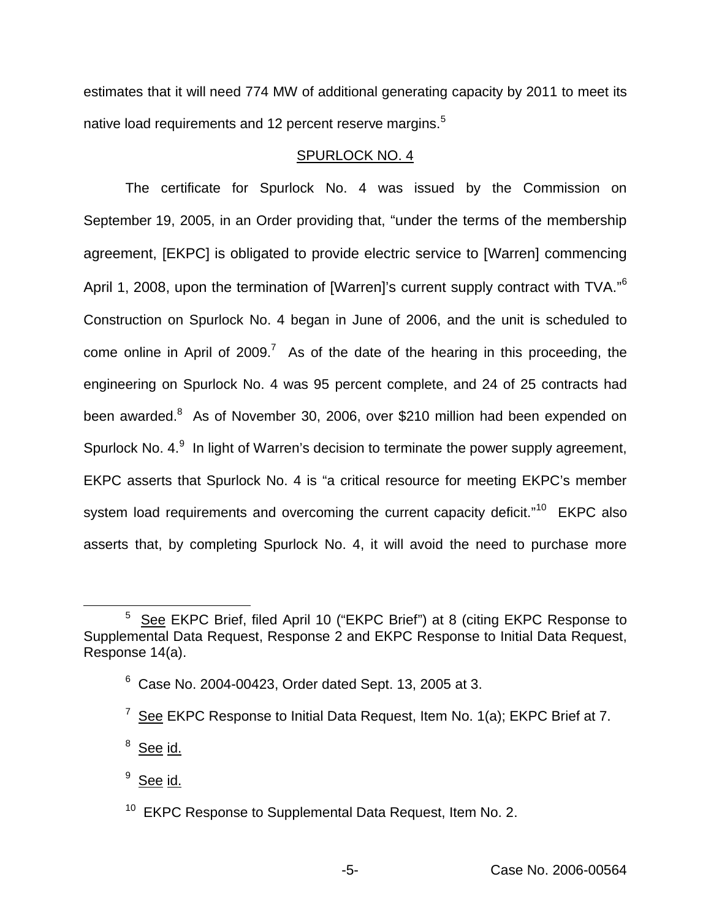estimates that it will need 774 MW of additional generating capacity by 2011 to meet its native load requirements and 12 percent reserve margins.[5]

## SPURLOCK NO. 4

The certificate for Spurlock No. 4 was issued by the Commission on September 19, 2005, in an Order providing that, "under the terms of the membership agreement, [EKPC] is obligated to provide electric service to [Warren] commencing April 1, 2008, upon the termination of [Warren]'s current supply contract with TVA."[6] Construction on Spurlock No. 4 began in June of 2006, and the unit is scheduled to come online in April of 2009.[7] As of the date of the hearing in this proceeding, the engineering on Spurlock No. 4 was 95 percent complete, and 24 of 25 contracts had been awarded.[8] As of November 30, 2006, over $210 million had been expended on Spurlock No. 4.[9] In light of Warren's decision to terminate the power supply agreement, EKPC asserts that Spurlock No. 4 is "a critical resource for meeting EKPC's member system load requirements and overcoming the current capacity deficit."[10] EKPC also asserts that, by completing Spurlock No. 4, it will avoid the need to purchase more

---

[5] See EKPC Brief, filed April 10 ("EKPC Brief") at 8 (citing EKPC Response to Supplemental Data Request, Response 2 and EKPC Response to Initial Data Request, Response 14(a).

[6] Case No. 2004-00423, Order dated Sept. 13, 2005 at 3.

[7] See EKPC Response to Initial Data Request, Item No. 1(a); EKPC Brief at 7.

[8] See id.

[9] See id.

[10] EKPC Response to Supplemental Data Request, Item No. 2.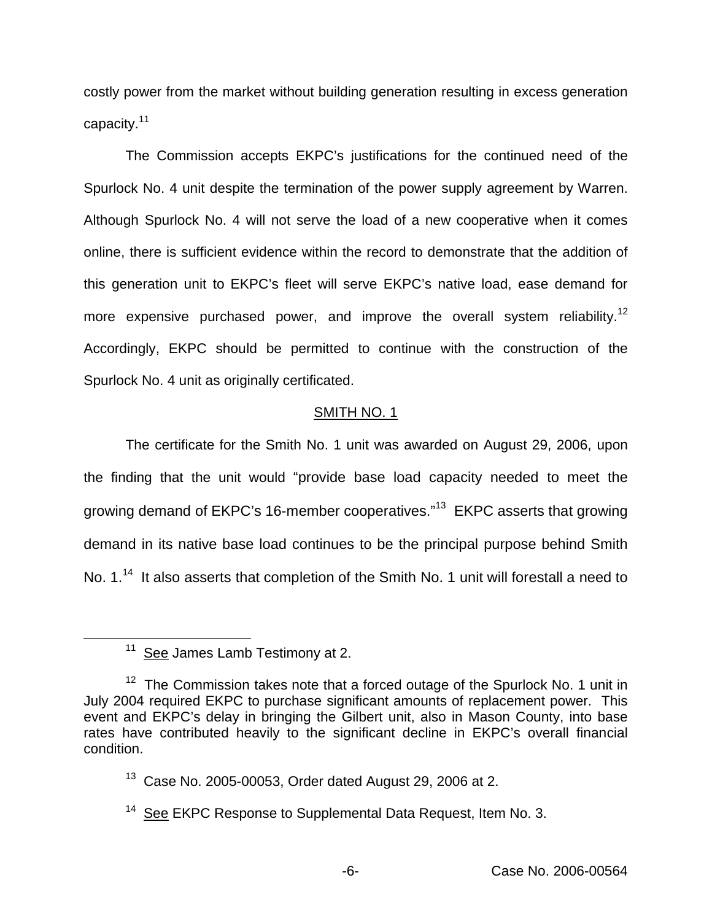costly power from the market without building generation resulting in excess generation capacity.[11]

The Commission accepts EKPC's justifications for the continued need of the Spurlock No. 4 unit despite the termination of the power supply agreement by Warren. Although Spurlock No. 4 will not serve the load of a new cooperative when it comes online, there is sufficient evidence within the record to demonstrate that the addition of this generation unit to EKPC's fleet will serve EKPC's native load, ease demand for more expensive purchased power, and improve the overall system reliability.[12] Accordingly, EKPC should be permitted to continue with the construction of the Spurlock No. 4 unit as originally certificated.

## SMITH NO. 1

The certificate for the Smith No. 1 unit was awarded on August 29, 2006, upon the finding that the unit would "provide base load capacity needed to meet the growing demand of EKPC's 16-member cooperatives."[13] EKPC asserts that growing demand in its native base load continues to be the principal purpose behind Smith No. 1.[14] It also asserts that completion of the Smith No. 1 unit will forestall a need to

---

[11] See James Lamb Testimony at 2.

[12] The Commission takes note that a forced outage of the Spurlock No. 1 unit in July 2004 required EKPC to purchase significant amounts of replacement power. This event and EKPC's delay in bringing the Gilbert unit, also in Mason County, into base rates have contributed heavily to the significant decline in EKPC's overall financial condition.

[13] Case No. 2005-00053, Order dated August 29, 2006 at 2.

[14] See EKPC Response to Supplemental Data Request, Item No. 3.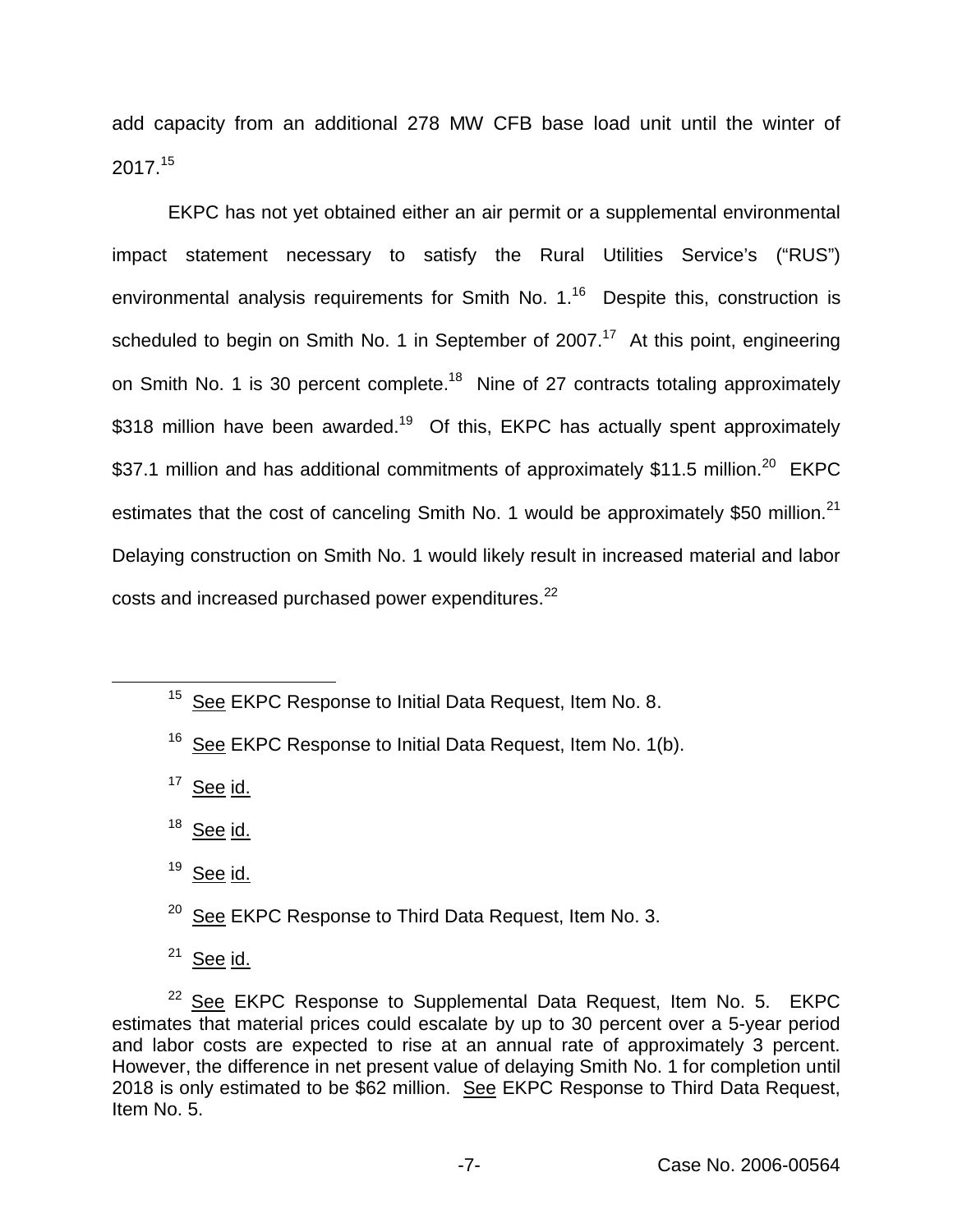add capacity from an additional 278 MW CFB base load unit until the winter of 2017.[15]

EKPC has not yet obtained either an air permit or a supplemental environmental impact statement necessary to satisfy the Rural Utilities Service's ("RUS") environmental analysis requirements for Smith No. 1.[16] Despite this, construction is scheduled to begin on Smith No. 1 in September of 2007.[17] At this point, engineering on Smith No. 1 is 30 percent complete.[18] Nine of 27 contracts totaling approximately \$318 million have been awarded.[19] Of this, EKPC has actually spent approximately \$37.1 million and has additional commitments of approximately \$11.5 million.[20] EKPC estimates that the cost of canceling Smith No. 1 would be approximately \$50 million.[21] Delaying construction on Smith No. 1 would likely result in increased material and labor costs and increased purchased power expenditures.[22]

---

[15] See EKPC Response to Initial Data Request, Item No. 8.

[16] See EKPC Response to Initial Data Request, Item No. 1(b).

[17] See id.

[18] See id.

[19] See id.

[20] See EKPC Response to Third Data Request, Item No. 3.

[21] See id.

[22] See EKPC Response to Supplemental Data Request, Item No. 5. EKPC estimates that material prices could escalate by up to 30 percent over a 5-year period and labor costs are expected to rise at an annual rate of approximately 3 percent. However, the difference in net present value of delaying Smith No. 1 for completion until 2018 is only estimated to be \$62 million. See EKPC Response to Third Data Request, Item No. 5.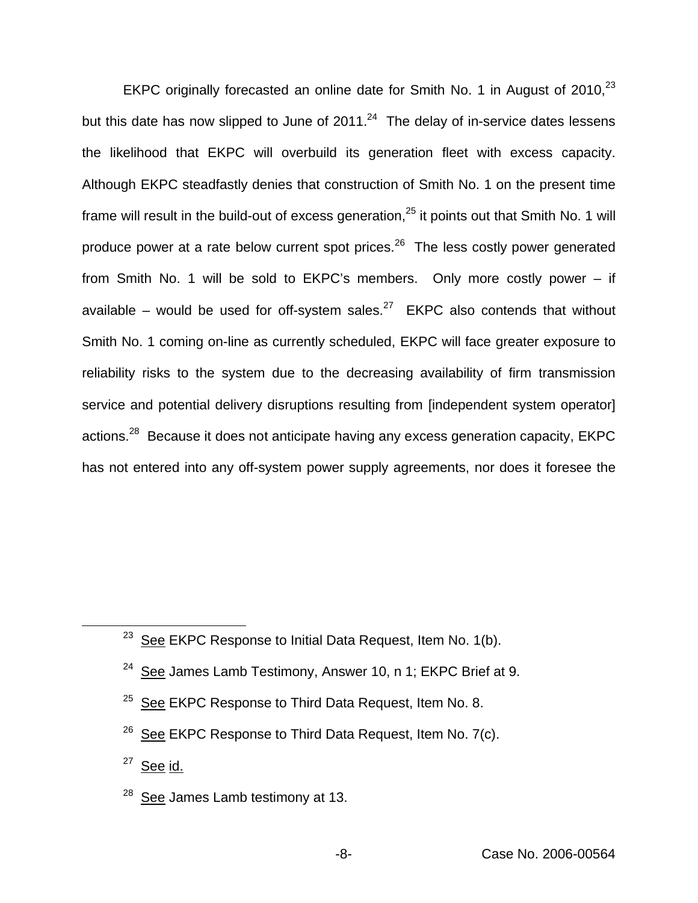EKPC originally forecasted an online date for Smith No. 1 in August of 2010,[23] but this date has now slipped to June of 2011.[24] The delay of in-service dates lessens the likelihood that EKPC will overbuild its generation fleet with excess capacity. Although EKPC steadfastly denies that construction of Smith No. 1 on the present time frame will result in the build-out of excess generation,[25] it points out that Smith No. 1 will produce power at a rate below current spot prices.[26] The less costly power generated from Smith No. 1 will be sold to EKPC's members. Only more costly power – if available – would be used for off-system sales.[27] EKPC also contends that without Smith No. 1 coming on-line as currently scheduled, EKPC will face greater exposure to reliability risks to the system due to the decreasing availability of firm transmission service and potential delivery disruptions resulting from [independent system operator] actions.[28] Because it does not anticipate having any excess generation capacity, EKPC has not entered into any off-system power supply agreements, nor does it foresee the

---

[23] See EKPC Response to Initial Data Request, Item No. 1(b).

[24] See James Lamb Testimony, Answer 10, n 1; EKPC Brief at 9.

[25] See EKPC Response to Third Data Request, Item No. 8.

[26] See EKPC Response to Third Data Request, Item No. 7(c).

[27] See id.

[28] See James Lamb testimony at 13.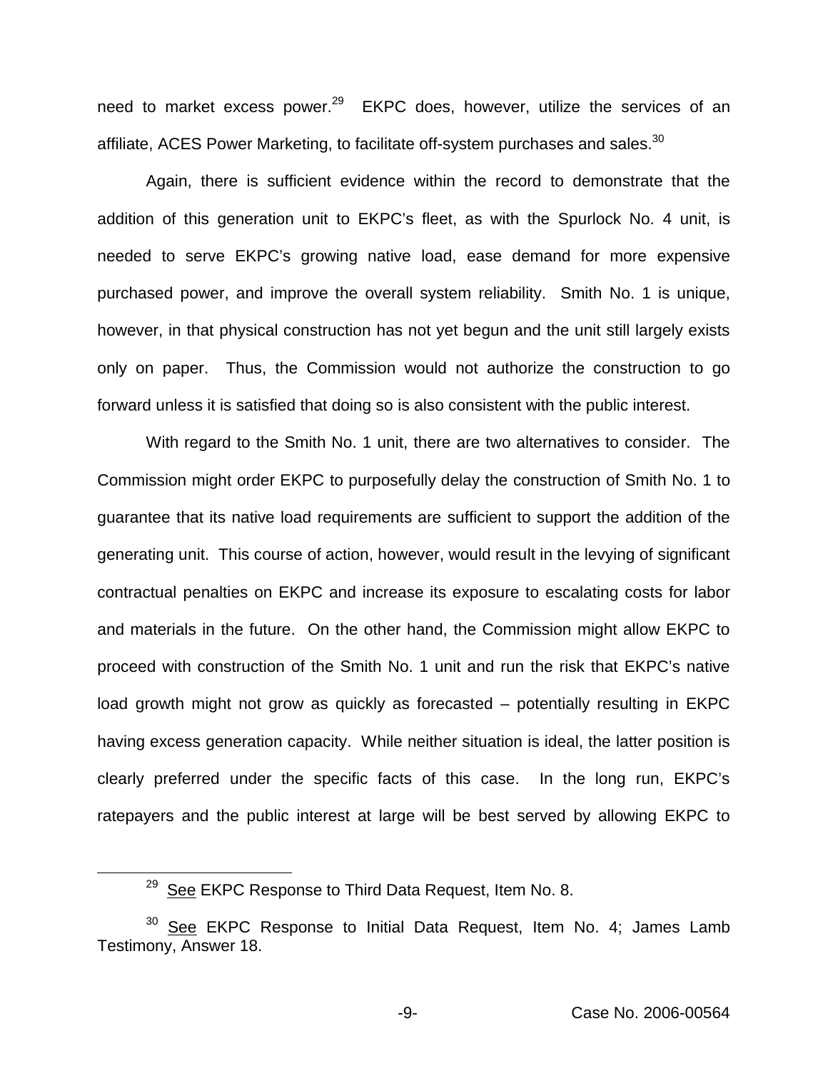need to market excess power.[29] EKPC does, however, utilize the services of an affiliate, ACES Power Marketing, to facilitate off-system purchases and sales.[30]

Again, there is sufficient evidence within the record to demonstrate that the addition of this generation unit to EKPC's fleet, as with the Spurlock No. 4 unit, is needed to serve EKPC's growing native load, ease demand for more expensive purchased power, and improve the overall system reliability. Smith No. 1 is unique, however, in that physical construction has not yet begun and the unit still largely exists only on paper. Thus, the Commission would not authorize the construction to go forward unless it is satisfied that doing so is also consistent with the public interest.

With regard to the Smith No. 1 unit, there are two alternatives to consider. The Commission might order EKPC to purposefully delay the construction of Smith No. 1 to guarantee that its native load requirements are sufficient to support the addition of the generating unit. This course of action, however, would result in the levying of significant contractual penalties on EKPC and increase its exposure to escalating costs for labor and materials in the future. On the other hand, the Commission might allow EKPC to proceed with construction of the Smith No. 1 unit and run the risk that EKPC's native load growth might not grow as quickly as forecasted – potentially resulting in EKPC having excess generation capacity. While neither situation is ideal, the latter position is clearly preferred under the specific facts of this case. In the long run, EKPC's ratepayers and the public interest at large will be best served by allowing EKPC to

---

[29] See EKPC Response to Third Data Request, Item No. 8.

[30] See EKPC Response to Initial Data Request, Item No. 4; James Lamb Testimony, Answer 18.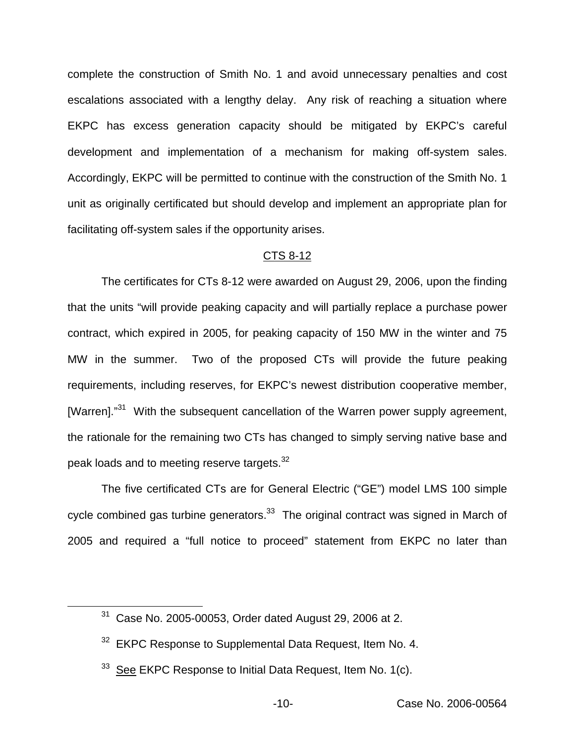complete the construction of Smith No. 1 and avoid unnecessary penalties and cost escalations associated with a lengthy delay. Any risk of reaching a situation where EKPC has excess generation capacity should be mitigated by EKPC's careful development and implementation of a mechanism for making off-system sales. Accordingly, EKPC will be permitted to continue with the construction of the Smith No. 1 unit as originally certificated but should develop and implement an appropriate plan for facilitating off-system sales if the opportunity arises.

## CTS 8-12

The certificates for CTs 8-12 were awarded on August 29, 2006, upon the finding that the units "will provide peaking capacity and will partially replace a purchase power contract, which expired in 2005, for peaking capacity of 150 MW in the winter and 75 MW in the summer. Two of the proposed CTs will provide the future peaking requirements, including reserves, for EKPC's newest distribution cooperative member, [Warren]."[31] With the subsequent cancellation of the Warren power supply agreement, the rationale for the remaining two CTs has changed to simply serving native base and peak loads and to meeting reserve targets.[32]

The five certificated CTs are for General Electric ("GE") model LMS 100 simple cycle combined gas turbine generators.[33] The original contract was signed in March of 2005 and required a "full notice to proceed" statement from EKPC no later than

---

[31] Case No. 2005-00053, Order dated August 29, 2006 at 2.

[32] EKPC Response to Supplemental Data Request, Item No. 4.

[33] See EKPC Response to Initial Data Request, Item No. 1(c).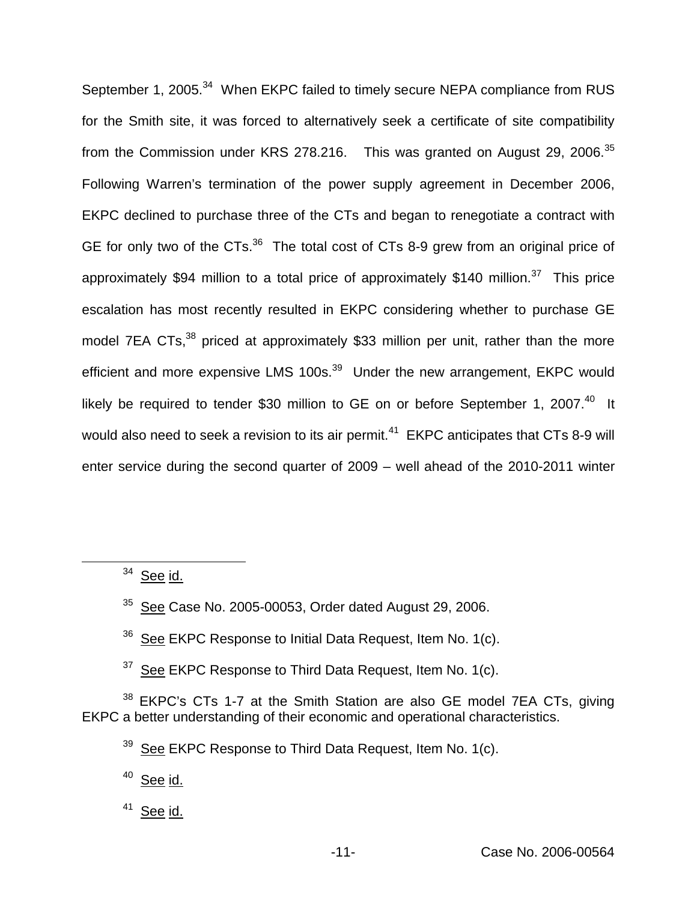September 1, 2005.[34] When EKPC failed to timely secure NEPA compliance from RUS for the Smith site, it was forced to alternatively seek a certificate of site compatibility from the Commission under KRS 278.216. This was granted on August 29, 2006.[35] Following Warren's termination of the power supply agreement in December 2006, EKPC declined to purchase three of the CTs and began to renegotiate a contract with GE for only two of the CTs.[36] The total cost of CTs 8-9 grew from an original price of approximately \$94 million to a total price of approximately \$140 million.[37] This price escalation has most recently resulted in EKPC considering whether to purchase GE model 7EA CTs,[38] priced at approximately \$33 million per unit, rather than the more efficient and more expensive LMS 100s.[39] Under the new arrangement, EKPC would likely be required to tender \$30 million to GE on or before September 1, 2007.[40] It would also need to seek a revision to its air permit.[41] EKPC anticipates that CTs 8-9 will enter service during the second quarter of 2009 – well ahead of the 2010-2011 winter

---

[34] See id.

[35] See Case No. 2005-00053, Order dated August 29, 2006.

[36] See EKPC Response to Initial Data Request, Item No. 1(c).

[37] See EKPC Response to Third Data Request, Item No. 1(c).

[38] EKPC's CTs 1-7 at the Smith Station are also GE model 7EA CTs, giving EKPC a better understanding of their economic and operational characteristics.

[39] See EKPC Response to Third Data Request, Item No. 1(c).

[40] See id.

[41] See id.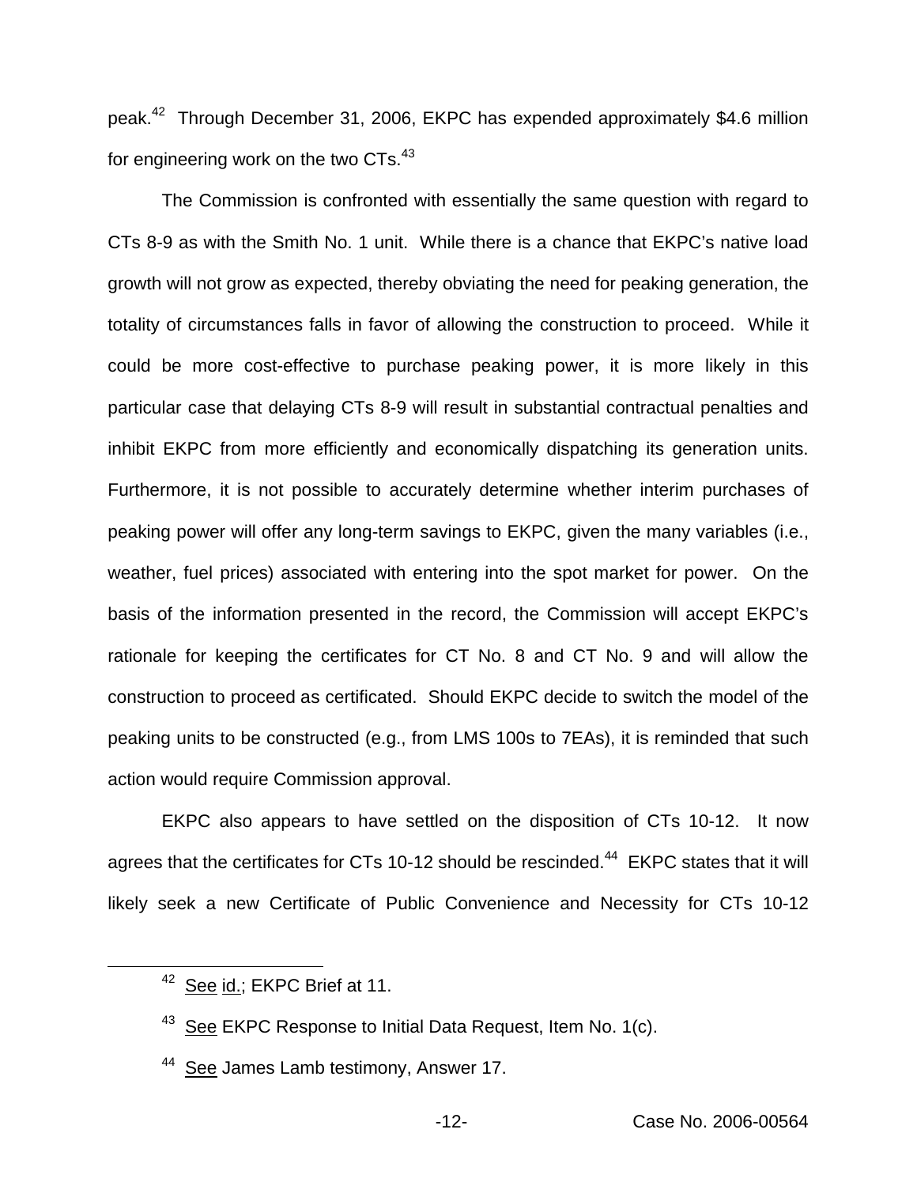peak.[42] Through December 31, 2006, EKPC has expended approximately $4.6 million for engineering work on the two CTs.[43]

The Commission is confronted with essentially the same question with regard to CTs 8-9 as with the Smith No. 1 unit. While there is a chance that EKPC's native load growth will not grow as expected, thereby obviating the need for peaking generation, the totality of circumstances falls in favor of allowing the construction to proceed. While it could be more cost-effective to purchase peaking power, it is more likely in this particular case that delaying CTs 8-9 will result in substantial contractual penalties and inhibit EKPC from more efficiently and economically dispatching its generation units. Furthermore, it is not possible to accurately determine whether interim purchases of peaking power will offer any long-term savings to EKPC, given the many variables (i.e., weather, fuel prices) associated with entering into the spot market for power. On the basis of the information presented in the record, the Commission will accept EKPC's rationale for keeping the certificates for CT No. 8 and CT No. 9 and will allow the construction to proceed as certificated. Should EKPC decide to switch the model of the peaking units to be constructed (e.g., from LMS 100s to 7EAs), it is reminded that such action would require Commission approval.

EKPC also appears to have settled on the disposition of CTs 10-12. It now agrees that the certificates for CTs 10-12 should be rescinded.[44] EKPC states that it will likely seek a new Certificate of Public Convenience and Necessity for CTs 10-12

---

[42] See id.; EKPC Brief at 11.

[43] See EKPC Response to Initial Data Request, Item No. 1(c).

[44] See James Lamb testimony, Answer 17.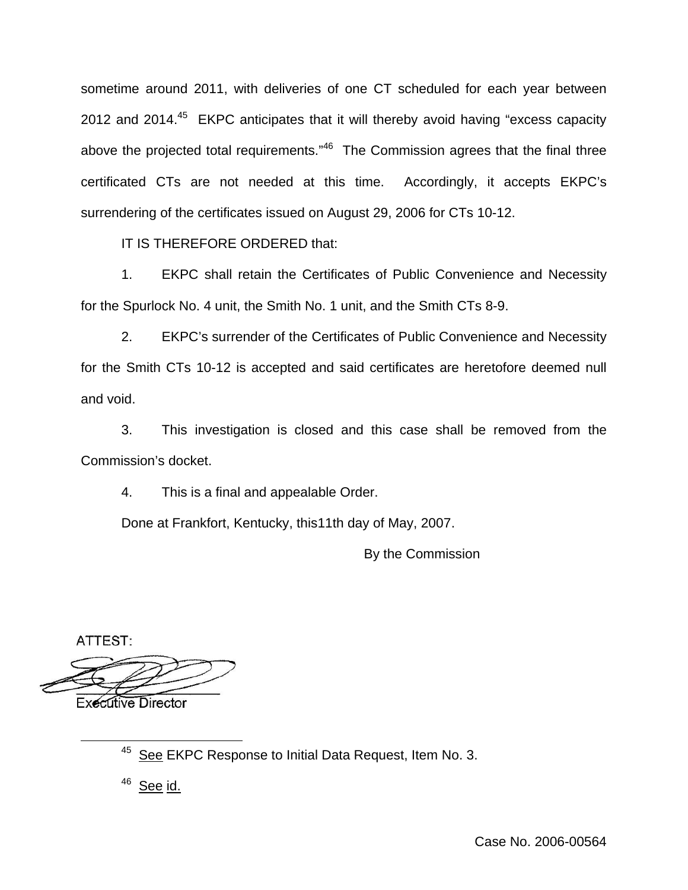sometime around 2011, with deliveries of one CT scheduled for each year between 2012 and 2014.[45] EKPC anticipates that it will thereby avoid having "excess capacity above the projected total requirements."[46] The Commission agrees that the final three certificated CTs are not needed at this time. Accordingly, it accepts EKPC's surrendering of the certificates issued on August 29, 2006 for CTs 10-12.

IT IS THEREFORE ORDERED that:

1. EKPC shall retain the Certificates of Public Convenience and Necessity for the Spurlock No. 4 unit, the Smith No. 1 unit, and the Smith CTs 8-9.

2. EKPC's surrender of the Certificates of Public Convenience and Necessity for the Smith CTs 10-12 is accepted and said certificates are heretofore deemed null and void.

3. This investigation is closed and this case shall be removed from the Commission's docket.

4. This is a final and appealable Order.

Done at Frankfort, Kentucky, this11th day of May, 2007.

By the Commission

ATTEST:

Executive Director

[45] See EKPC Response to Initial Data Request, Item No. 3.

[46] See id.

Case No. 2006-00564